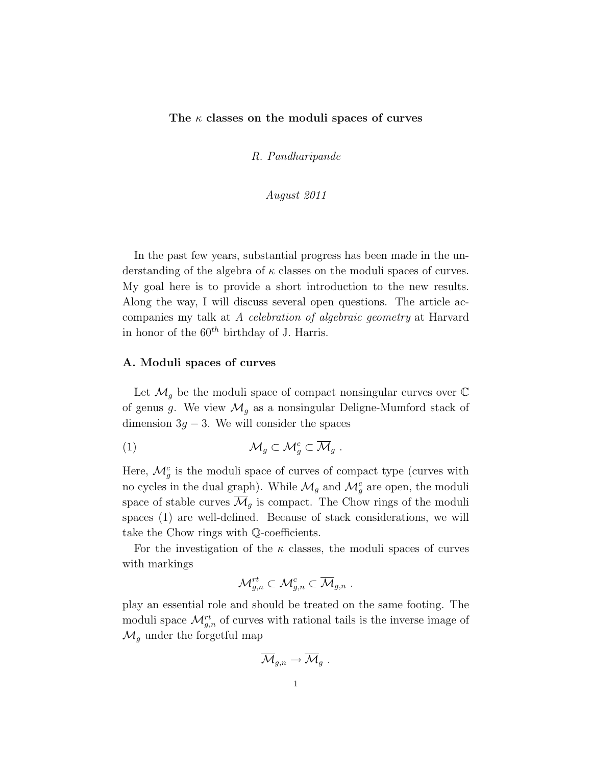# The $\kappa$ classes on the moduli spaces of curves

*R. Pandharipande*

*August 2011*

In the past few years, substantial progress has been made in the understanding of the algebra of $\kappa$ classes on the moduli spaces of curves. My goal here is to provide a short introduction to the new results. Along the way, I will discuss several open questions. The article accompanies my talk at *A celebration of algebraic geometry* at Harvard in honor of the $60^{th}$ birthday of J. Harris.

## A. Moduli spaces of curves

Let $\mathcal{M}_g$ be the moduli space of compact nonsingular curves over $\mathbb{C}$ of genus $g$. We view $\mathcal{M}_g$ as a nonsingular Deligne-Mumford stack of dimension $3g-3$. We will consider the spaces

$$\mathcal{M}_g \subset \mathcal{M}_g^c \subset \overline{\mathcal{M}}_g \ . \tag{1}$$

Here, $\mathcal{M}_g^c$ is the moduli space of curves of compact type (curves with no cycles in the dual graph). While $\mathcal{M}_g$ and $\mathcal{M}_g^c$ are open, the moduli space of stable curves $\overline{\mathcal{M}}_g$ is compact. The Chow rings of the moduli spaces (1) are well-defined. Because of stack considerations, we will take the Chow rings with $\mathbb{Q}$-coefficients.

For the investigation of the $\kappa$ classes, the moduli spaces of curves with markings

$$\mathcal{M}_{g,n}^{rt} \subset \mathcal{M}_{g,n}^c \subset \overline{\mathcal{M}}_{g,n} \ .$$

play an essential role and should be treated on the same footing. The moduli space $\mathcal{M}_{g,n}^{rt}$ of curves with rational tails is the inverse image of $\mathcal{M}_g$ under the forgetful map

$$\overline{\mathcal{M}}_{g,n} \to \overline{\mathcal{M}}_g \ .$$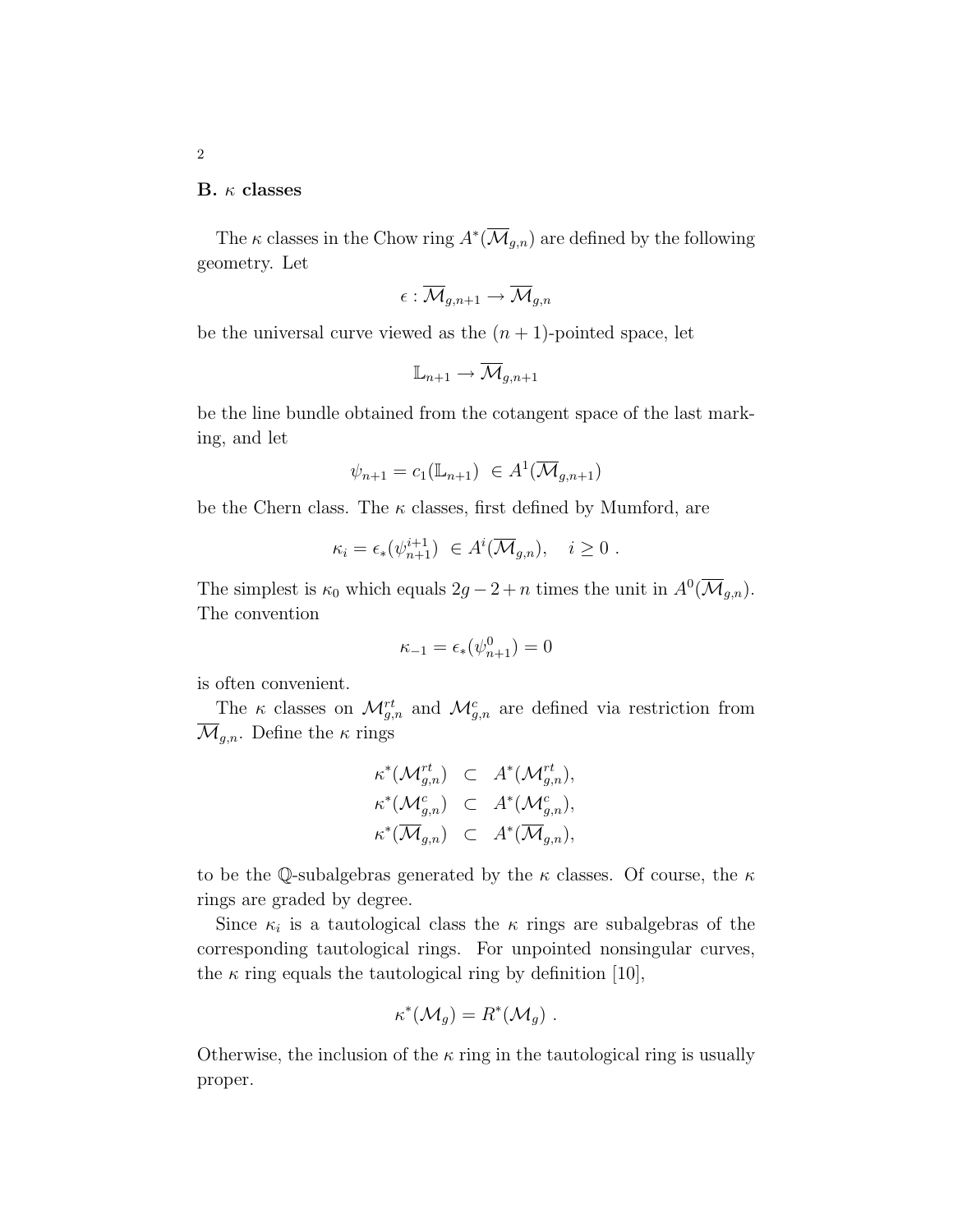### B. $\kappa$ classes

The $\kappa$ classes in the Chow ring $A^*(\overline{\mathcal{M}}_{g,n})$ are defined by the following geometry. Let

$$\epsilon : \overline{\mathcal{M}}_{g,n+1} \to \overline{\mathcal{M}}_{g,n}$$

be the universal curve viewed as the $(n+1)$-pointed space, let

$$\mathbb{L}_{n+1} \to \overline{\mathcal{M}}_{g,n+1}$$

be the line bundle obtained from the cotangent space of the last marking, and let

$$\psi_{n+1} = c_1(\mathbb{L}_{n+1}) \ \in A^1(\overline{\mathcal{M}}_{g,n+1})$$

be the Chern class. The $\kappa$ classes, first defined by Mumford, are

$$\kappa_i = \epsilon_*(\psi_{n+1}^{i+1}) \ \in A^i(\overline{\mathcal{M}}_{g,n}), \quad i \geq 0 \ .$$

The simplest is $\kappa_0$ which equals $2g-2+n$ times the unit in $A^0(\overline{\mathcal{M}}_{g,n})$. The convention

$$\kappa_{-1} = \epsilon_*(\psi_{n+1}^0) = 0$$

is often convenient.

The $\kappa$ classes on $\mathcal{M}_{g,n}^{rt}$ and $\mathcal{M}_{g,n}^{c}$ are defined via restriction from $\overline{\mathcal{M}}_{g,n}$. Define the $\kappa$ rings

$$\begin{aligned}
\kappa^*(\mathcal{M}_{g,n}^{rt}) &\subset A^*(\mathcal{M}_{g,n}^{rt}), \\
\kappa^*(\mathcal{M}_{g,n}^{c}) &\subset A^*(\mathcal{M}_{g,n}^{c}), \\
\kappa^*(\overline{\mathcal{M}}_{g,n}) &\subset A^*(\overline{\mathcal{M}}_{g,n}),
\end{aligned}$$

to be the $\mathbb{Q}$-subalgebras generated by the $\kappa$ classes. Of course, the $\kappa$ rings are graded by degree.

Since $\kappa_i$ is a tautological class the $\kappa$ rings are subalgebras of the corresponding tautological rings. For unpointed nonsingular curves, the $\kappa$ ring equals the tautological ring by definition [10],

$$\kappa^*(\mathcal{M}_g) = R^*(\mathcal{M}_g) \ .$$

Otherwise, the inclusion of the $\kappa$ ring in the tautological ring is usually proper.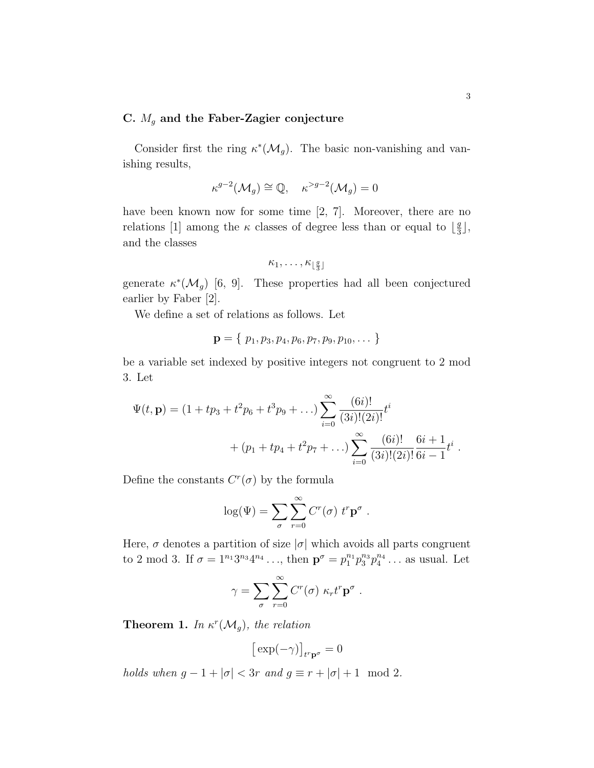### C. $M_g$ and the Faber-Zagier conjecture

Consider first the ring $\kappa^*(\mathcal{M}_g)$. The basic non-vanishing and vanishing results,

$$\kappa^{g-2}(\mathcal{M}_g) \cong \mathbb{Q}, \quad \kappa^{>g-2}(\mathcal{M}_g) = 0$$

have been known now for some time [2, 7]. Moreover, there are no relations [1] among the $\kappa$ classes of degree less than or equal to $\lfloor \frac{g}{3} \rfloor$, and the classes

$$\kappa_1, \ldots, \kappa_{\lfloor \frac{g}{3} \rfloor}$$

generate $\kappa^*(\mathcal{M}_g)$ [6, 9]. These properties had all been conjectured earlier by Faber [2].

We define a set of relations as follows. Let

$$\mathbf{p} = \{ \, p_1, p_3, p_4, p_6, p_7, p_9, p_{10}, \ldots \, \}$$

be a variable set indexed by positive integers not congruent to 2 mod 3. Let

$$\Psi(t, \mathbf{p}) = (1 + tp_3 + t^2 p_6 + t^3 p_9 + \ldots) \sum_{i=0}^{\infty} \frac{(6i)!}{(3i)!(2i)!} t^i + (p_1 + tp_4 + t^2 p_7 + \ldots) \sum_{i=0}^{\infty} \frac{(6i)!}{(3i)!(2i)!} \frac{6i+1}{6i-1} t^i \ .$$

Define the constants $C^r(\sigma)$ by the formula

$$\log(\Psi) = \sum_{\sigma} \sum_{r=0}^{\infty} C^r(\sigma) \ t^r \mathbf{p}^\sigma \ .$$

Here, $\sigma$ denotes a partition of size $|\sigma|$ which avoids all parts congruent to 2 mod 3. If $\sigma = 1^{n_1} 3^{n_3} 4^{n_4} \ldots$, then $\mathbf{p}^\sigma = p_1^{n_1} p_3^{n_3} p_4^{n_4} \ldots$ as usual. Let

$$\gamma = \sum_{\sigma} \sum_{r=0}^{\infty} C^r(\sigma) \ \kappa_r t^r \mathbf{p}^\sigma \ .$$

**Theorem 1.** *In $\kappa^r(\mathcal{M}_g)$, the relation*

$$\big[ \exp(-\gamma) \big]_{t^r \mathbf{p}^\sigma} = 0$$

*holds when $g - 1 + |\sigma| < 3r$ and $g \equiv r + |\sigma| + 1 \mod 2$.*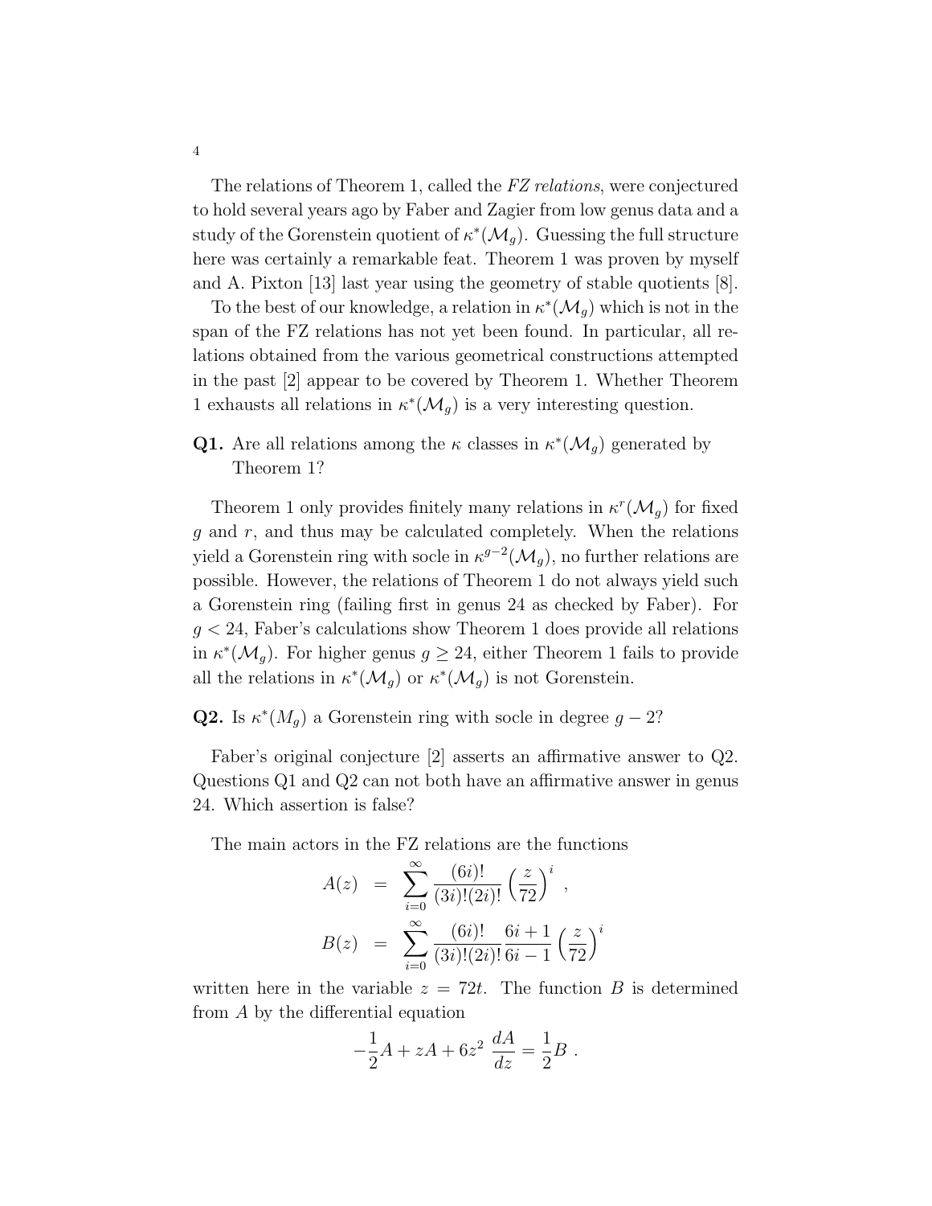The relations of Theorem 1, called the *FZ relations*, were conjectured to hold several years ago by Faber and Zagier from low genus data and a study of the Gorenstein quotient of $\kappa^*(\mathcal{M}_g)$. Guessing the full structure here was certainly a remarkable feat. Theorem 1 was proven by myself and A. Pixton [13] last year using the geometry of stable quotients [8].

To the best of our knowledge, a relation in $\kappa^*(\mathcal{M}_g)$ which is not in the span of the FZ relations has not yet been found. In particular, all relations obtained from the various geometrical constructions attempted in the past [2] appear to be covered by Theorem 1. Whether Theorem 1 exhausts all relations in $\kappa^*(\mathcal{M}_g)$ is a very interesting question.

**Q1.** Are all relations among the $\kappa$ classes in $\kappa^*(\mathcal{M}_g)$ generated by Theorem 1?

Theorem 1 only provides finitely many relations in $\kappa^r(\mathcal{M}_g)$ for fixed $g$ and $r$, and thus may be calculated completely. When the relations yield a Gorenstein ring with socle in $\kappa^{g-2}(\mathcal{M}_g)$, no further relations are possible. However, the relations of Theorem 1 do not always yield such a Gorenstein ring (failing first in genus 24 as checked by Faber). For $g < 24$, Faber's calculations show Theorem 1 does provide all relations in $\kappa^*(\mathcal{M}_g)$. For higher genus $g \geq 24$, either Theorem 1 fails to provide all the relations in $\kappa^*(\mathcal{M}_g)$ or $\kappa^*(\mathcal{M}_g)$ is not Gorenstein.

**Q2.** Is $\kappa^*(M_g)$ a Gorenstein ring with socle in degree $g-2$?

Faber's original conjecture [2] asserts an affirmative answer to Q2. Questions Q1 and Q2 can not both have an affirmative answer in genus 24. Which assertion is false?

The main actors in the FZ relations are the functions

$$A(z) = \sum_{i=0}^{\infty} \frac{(6i)!}{(3i)!(2i)!} \left(\frac{z}{72}\right)^i ,$$

$$B(z) = \sum_{i=0}^{\infty} \frac{(6i)!}{(3i)!(2i)!} \frac{6i+1}{6i-1} \left(\frac{z}{72}\right)^i$$

written here in the variable $z = 72t$. The function $B$ is determined from $A$ by the differential equation

$$-\frac{1}{2}A + zA + 6z^2 \frac{dA}{dz} = \frac{1}{2}B .$$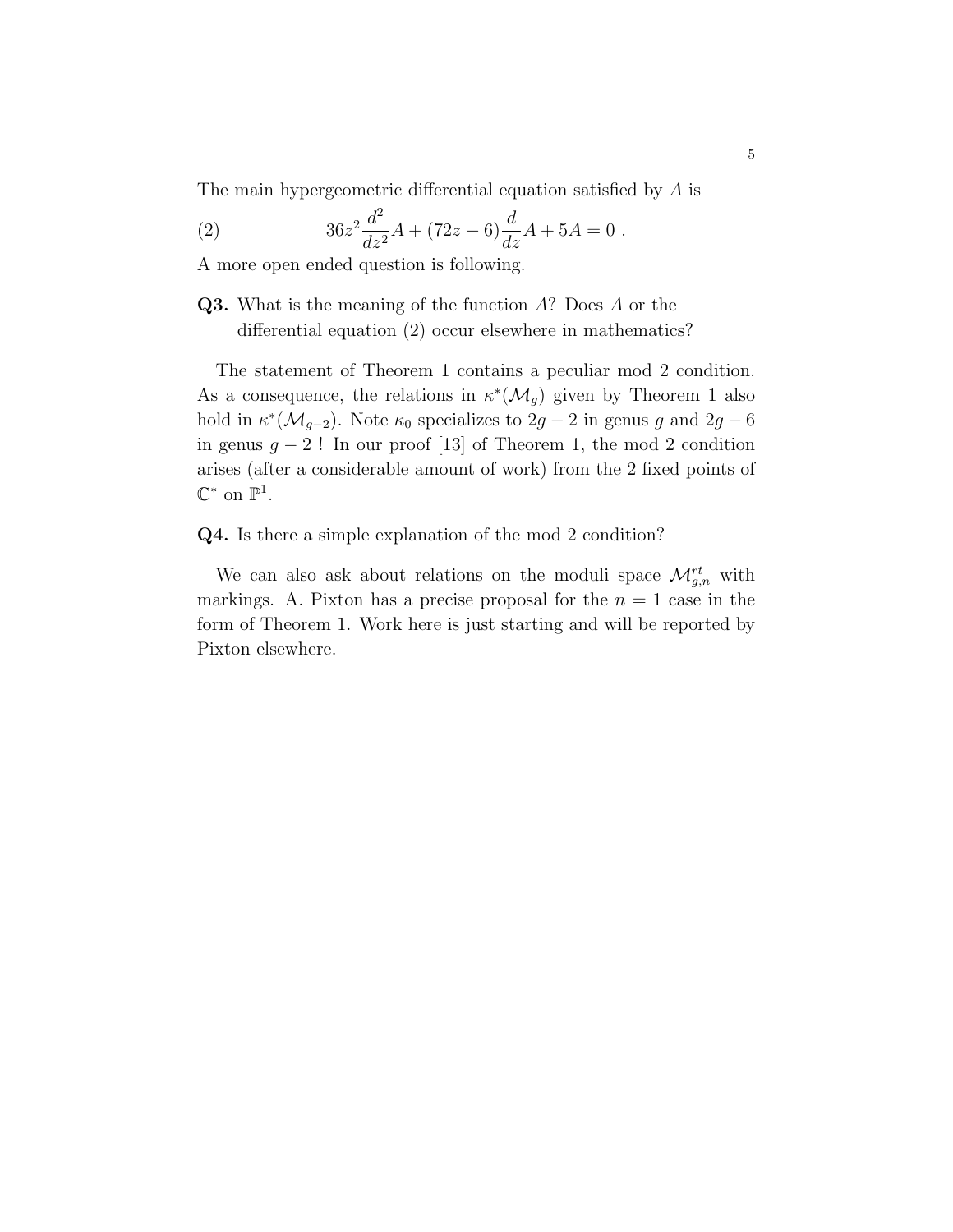The main hypergeometric differential equation satisfied by $A$ is

$$36z^2 \frac{d^2}{dz^2} A + (72z - 6) \frac{d}{dz} A + 5A = 0 \ . \tag{2}$$

A more open ended question is following.

**Q3.** What is the meaning of the function $A$? Does $A$ or the differential equation (2) occur elsewhere in mathematics?

The statement of Theorem 1 contains a peculiar mod 2 condition. As a consequence, the relations in $\kappa^*(\mathcal{M}_g)$ given by Theorem 1 also hold in $\kappa^*(\mathcal{M}_{g-2})$. Note $\kappa_0$ specializes to $2g-2$ in genus $g$ and $2g-6$ in genus $g-2$ ! In our proof [13] of Theorem 1, the mod 2 condition arises (after a considerable amount of work) from the 2 fixed points of $\mathbb{C}^*$ on $\mathbb{P}^1$.

**Q4.** Is there a simple explanation of the mod 2 condition?

We can also ask about relations on the moduli space $\mathcal{M}_{g,n}^{rt}$ with markings. A. Pixton has a precise proposal for the $n = 1$ case in the form of Theorem 1. Work here is just starting and will be reported by Pixton elsewhere.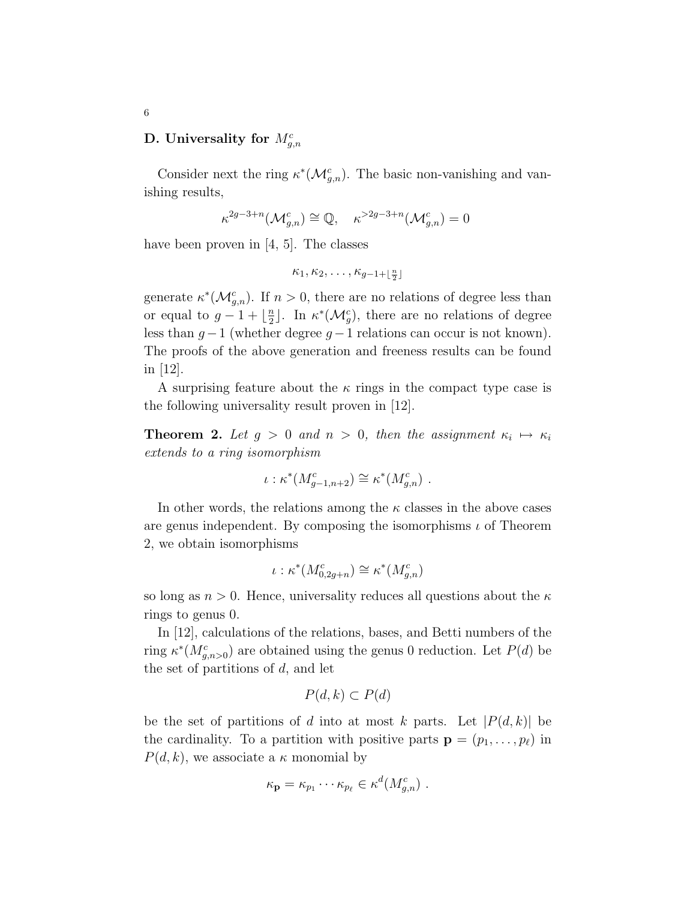### D. Universality for $M^c_{g,n}$

Consider next the ring $\kappa^*(\mathcal{M}^c_{g,n})$. The basic non-vanishing and vanishing results,

$$\kappa^{2g-3+n}(\mathcal{M}^c_{g,n}) \cong \mathbb{Q}, \quad \kappa^{>2g-3+n}(\mathcal{M}^c_{g,n}) = 0$$

have been proven in [4, 5]. The classes

$$\kappa_1, \kappa_2, \ldots, \kappa_{g-1+\lfloor \frac{n}{2} \rfloor}$$

generate $\kappa^*(\mathcal{M}^c_{g,n})$. If $n > 0$, there are no relations of degree less than or equal to $g - 1 + \lfloor \frac{n}{2} \rfloor$. In $\kappa^*(\mathcal{M}^c_g)$, there are no relations of degree less than $g-1$ (whether degree $g-1$ relations can occur is not known). The proofs of the above generation and freeness results can be found in [12].

A surprising feature about the $\kappa$ rings in the compact type case is the following universality result proven in [12].

**Theorem 2.** *Let $g > 0$ and $n > 0$, then the assignment $\kappa_i \mapsto \kappa_i$ extends to a ring isomorphism*

$$\iota : \kappa^*(M^c_{g-1,n+2}) \cong \kappa^*(M^c_{g,n}) \ .$$

In other words, the relations among the $\kappa$ classes in the above cases are genus independent. By composing the isomorphisms $\iota$ of Theorem 2, we obtain isomorphisms

$$\iota : \kappa^*(M^c_{0,2g+n}) \cong \kappa^*(M^c_{g,n})$$

so long as $n > 0$. Hence, universality reduces all questions about the $\kappa$ rings to genus 0.

In [12], calculations of the relations, bases, and Betti numbers of the ring $\kappa^*(M^c_{g,n>0})$ are obtained using the genus 0 reduction. Let $P(d)$ be the set of partitions of $d$, and let

$$P(d,k) \subset P(d)$$

be the set of partitions of $d$ into at most $k$ parts. Let $|P(d,k)|$ be the cardinality. To a partition with positive parts $\mathbf{p} = (p_1, \ldots, p_\ell)$ in $P(d,k)$, we associate a $\kappa$ monomial by

$$\kappa_{\mathbf{p}} = \kappa_{p_1} \cdots \kappa_{p_\ell} \in \kappa^d(M^c_{g,n}) \ .$$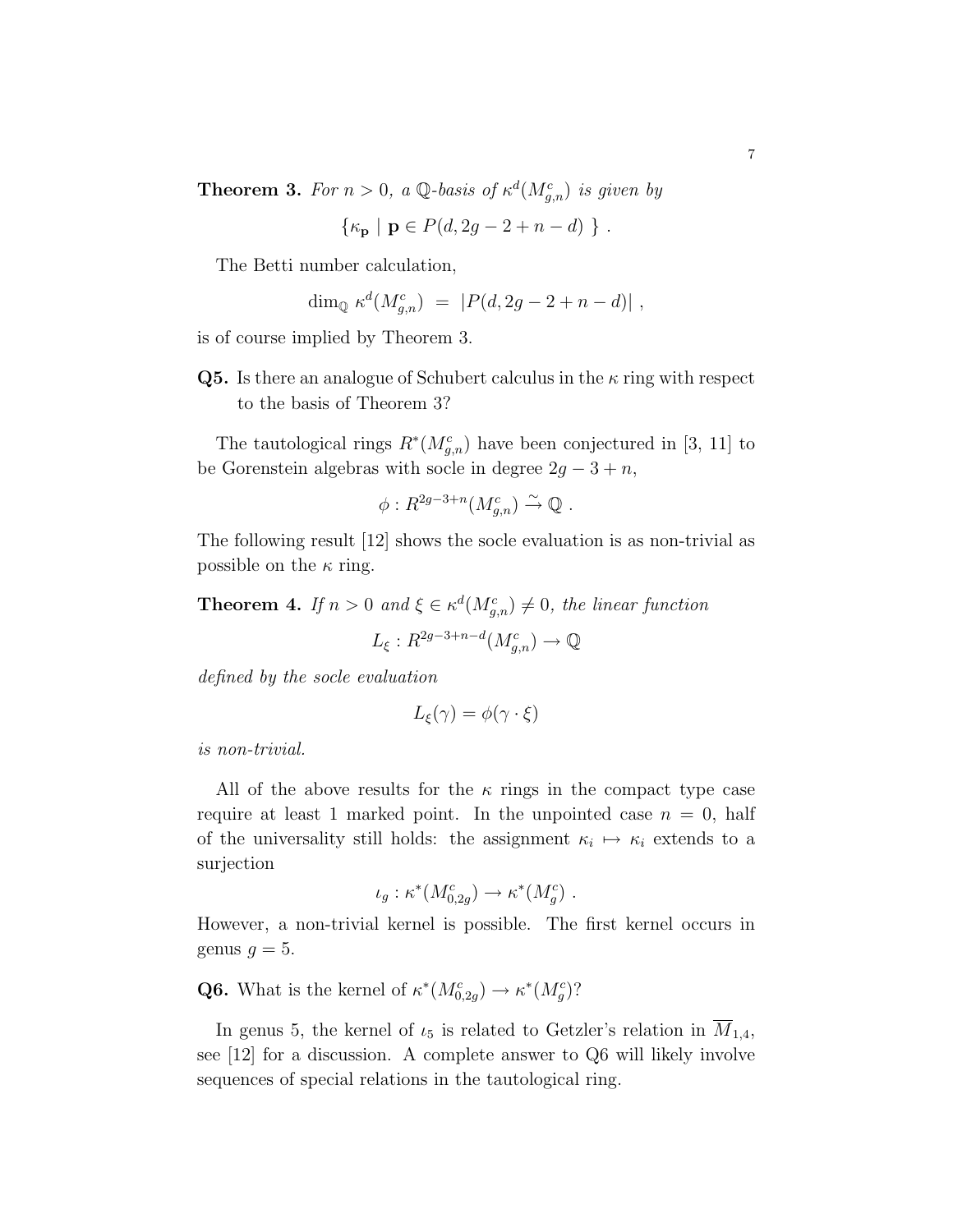**Theorem 3.** *For $n > 0$, a $\mathbb{Q}$-basis of $\kappa^d(M^c_{g,n})$ is given by*

$$\{\kappa_{\mathbf{p}} \mid \mathbf{p} \in P(d, 2g-2+n-d)\ \} \ .$$

The Betti number calculation,

$$\dim_{\mathbb{Q}} \kappa^d(M^c_{g,n}) \ = \ |P(d, 2g-2+n-d)| \ ,$$

is of course implied by Theorem 3.

**Q5.** Is there an analogue of Schubert calculus in the $\kappa$ ring with respect to the basis of Theorem 3?

The tautological rings $R^*(M^c_{g,n})$ have been conjectured in [3, 11] to be Gorenstein algebras with socle in degree $2g-3+n$,

$$\phi : R^{2g-3+n}(M^c_{g,n}) \xrightarrow{\sim} \mathbb{Q} \ .$$

The following result [12] shows the socle evaluation is as non-trivial as possible on the $\kappa$ ring.

**Theorem 4.** *If $n > 0$ and $\xi \in \kappa^d(M^c_{g,n}) \neq 0$, the linear function*

$$L_\xi : R^{2g-3+n-d}(M^c_{g,n}) \to \mathbb{Q}$$

*defined by the socle evaluation*

$$L_\xi(\gamma) = \phi(\gamma \cdot \xi)$$

*is non-trivial.*

All of the above results for the $\kappa$ rings in the compact type case require at least 1 marked point. In the unpointed case $n = 0$, half of the universality still holds: the assignment $\kappa_i \mapsto \kappa_i$ extends to a surjection

$$\iota_g : \kappa^*(M^c_{0,2g}) \to \kappa^*(M^c_g) \ .$$

However, a non-trivial kernel is possible. The first kernel occurs in genus $g = 5$.

**Q6.** What is the kernel of $\kappa^*(M^c_{0,2g}) \to \kappa^*(M^c_g)$?

In genus 5, the kernel of $\iota_5$ is related to Getzler's relation in $\overline{M}_{1,4}$, see [12] for a discussion. A complete answer to Q6 will likely involve sequences of special relations in the tautological ring.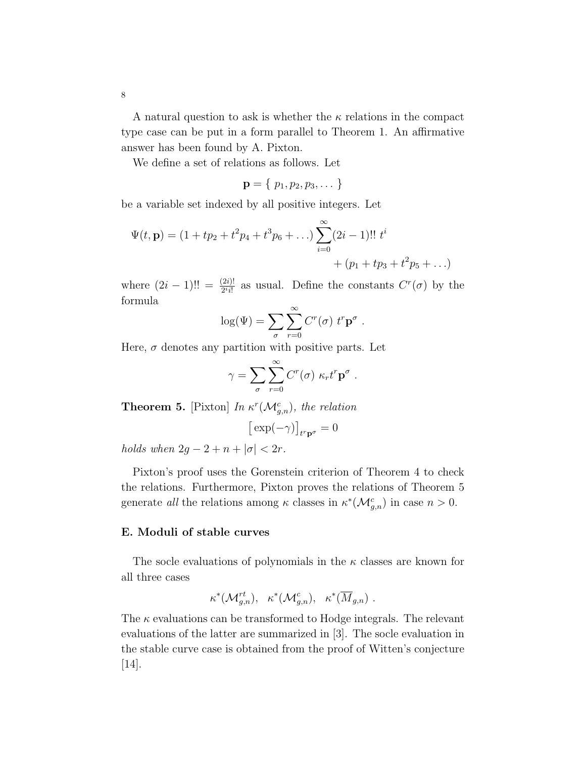A natural question to ask is whether the $\kappa$ relations in the compact type case can be put in a form parallel to Theorem 1. An affirmative answer has been found by A. Pixton.

We define a set of relations as follows. Let

$$\mathbf{p} = \{ \ p_1, p_2, p_3, \dots \ \}$$

be a variable set indexed by all positive integers. Let

$$\Psi(t, \mathbf{p}) = (1 + tp_2 + t^2 p_4 + t^3 p_6 + \dots) \sum_{i=0}^{\infty} (2i-1)!! \ t^i \\ + (p_1 + tp_3 + t^2 p_5 + \dots)$$

where $(2i-1)!! = \frac{(2i)!}{2^i i!}$ as usual. Define the constants $C^r(\sigma)$ by the formula

$$\log(\Psi) = \sum_{\sigma} \sum_{r=0}^{\infty} C^r(\sigma) \ t^r \mathbf{p}^\sigma \ .$$

Here, $\sigma$ denotes any partition with positive parts. Let

$$\gamma = \sum_{\sigma} \sum_{r=0}^{\infty} C^r(\sigma) \ \kappa_r t^r \mathbf{p}^\sigma \ .$$

**Theorem 5.** [Pixton] *In $\kappa^r(\mathcal{M}^c_{g,n})$, the relation*

$$\big[ \exp(-\gamma) \big]_{t^r \mathbf{p}^\sigma} = 0$$

*holds when $2g - 2 + n + |\sigma| < 2r$.*

Pixton's proof uses the Gorenstein criterion of Theorem 4 to check the relations. Furthermore, Pixton proves the relations of Theorem 5 generate *all* the relations among $\kappa$ classes in $\kappa^*(\mathcal{M}^c_{g,n})$ in case $n > 0$.

**E. Moduli of stable curves**

The socle evaluations of polynomials in the $\kappa$ classes are known for all three cases

$$\kappa^*(\mathcal{M}^{rt}_{g,n}), \ \ \kappa^*(\mathcal{M}^c_{g,n}), \ \ \kappa^*(\overline{M}_{g,n}) \ .$$

The $\kappa$ evaluations can be transformed to Hodge integrals. The relevant evaluations of the latter are summarized in [3]. The socle evaluation in the stable curve case is obtained from the proof of Witten's conjecture [14].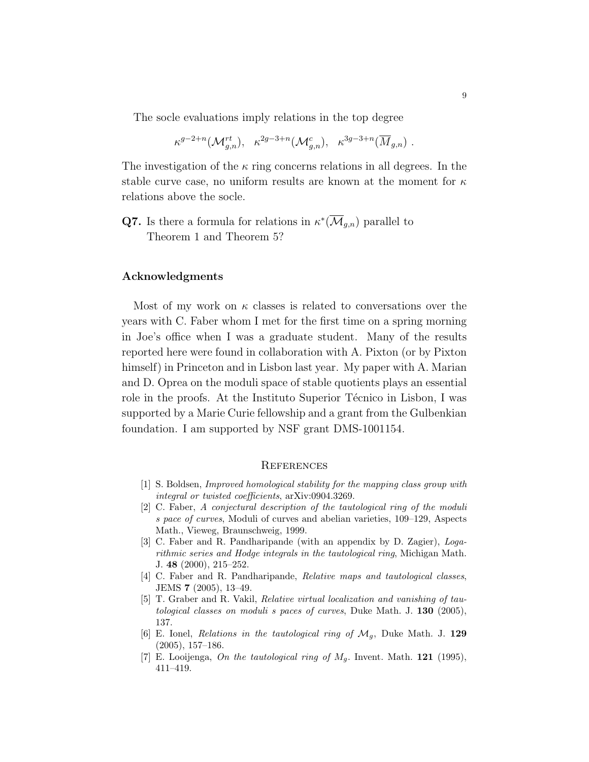The socle evaluations imply relations in the top degree

$$\kappa^{g-2+n}(\mathcal{M}^{rt}_{g,n}), \quad \kappa^{2g-3+n}(\mathcal{M}^{c}_{g,n}), \quad \kappa^{3g-3+n}(\overline{M}_{g,n}) \ .$$

The investigation of the $\kappa$ ring concerns relations in all degrees. In the stable curve case, no uniform results are known at the moment for $\kappa$ relations above the socle.

**Q7.** Is there a formula for relations in $\kappa^*(\overline{\mathcal{M}}_{g,n})$ parallel to Theorem 1 and Theorem 5?

## Acknowledgments

Most of my work on $\kappa$ classes is related to conversations over the years with C. Faber whom I met for the first time on a spring morning in Joe's office when I was a graduate student. Many of the results reported here were found in collaboration with A. Pixton (or by Pixton himself) in Princeton and in Lisbon last year. My paper with A. Marian and D. Oprea on the moduli space of stable quotients plays an essential role in the proofs. At the Instituto Superior Técnico in Lisbon, I was supported by a Marie Curie fellowship and a grant from the Gulbenkian foundation. I am supported by NSF grant DMS-1001154.

## References

[1] S. Boldsen, *Improved homological stability for the mapping class group with integral or twisted coefficients*, arXiv:0904.3269.

[2] C. Faber, *A conjectural description of the tautological ring of the moduli s pace of curves*, Moduli of curves and abelian varieties, 109–129, Aspects Math., Vieweg, Braunschweig, 1999.

[3] C. Faber and R. Pandharipande (with an appendix by D. Zagier), *Logarithmic series and Hodge integrals in the tautological ring*, Michigan Math. J. **48** (2000), 215–252.

[4] C. Faber and R. Pandharipande, *Relative maps and tautological classes*, JEMS **7** (2005), 13–49.

[5] T. Graber and R. Vakil, *Relative virtual localization and vanishing of tautological classes on moduli s paces of curves*, Duke Math. J. **130** (2005), 137.

[6] E. Ionel, *Relations in the tautological ring of $\mathcal{M}_g$*, Duke Math. J. **129** (2005), 157–186.

[7] E. Looijenga, *On the tautological ring of $M_g$*. Invent. Math. **121** (1995), 411–419.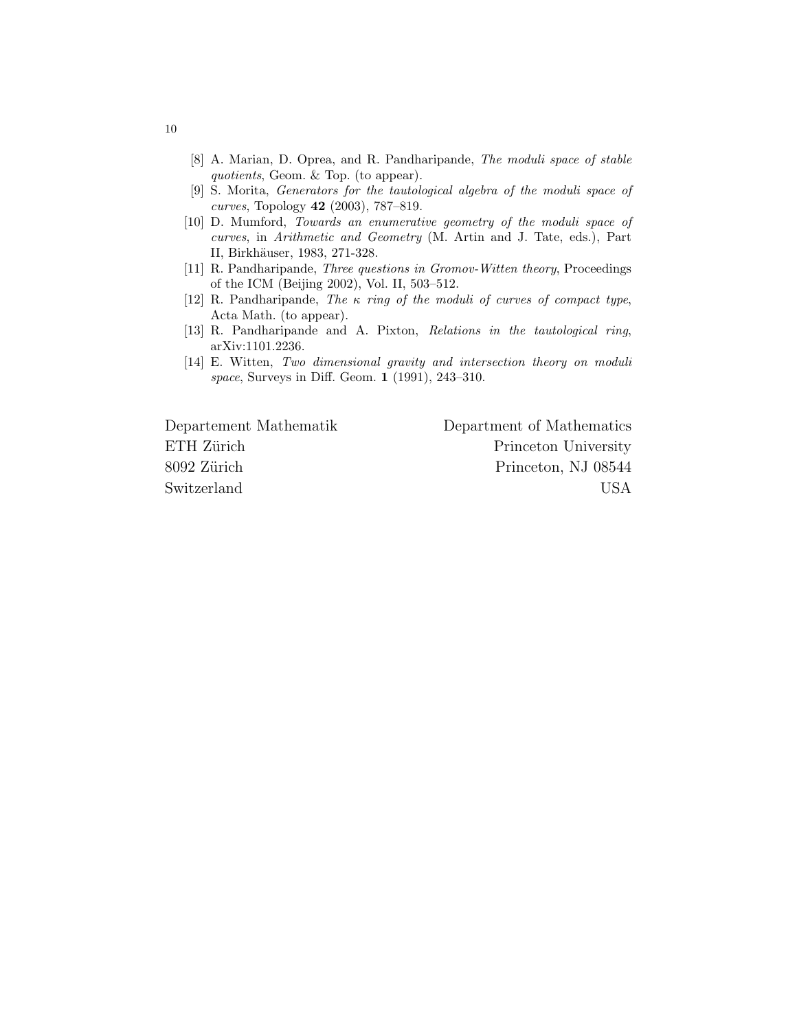[8] A. Marian, D. Oprea, and R. Pandharipande, *The moduli space of stable quotients*, Geom. & Top. (to appear).

[9] S. Morita, *Generators for the tautological algebra of the moduli space of curves*, Topology **42** (2003), 787–819.

[10] D. Mumford, *Towards an enumerative geometry of the moduli space of curves*, in *Arithmetic and Geometry* (M. Artin and J. Tate, eds.), Part II, Birkhäuser, 1983, 271-328.

[11] R. Pandharipande, *Three questions in Gromov-Witten theory*, Proceedings of the ICM (Beijing 2002), Vol. II, 503–512.

[12] R. Pandharipande, *The $\kappa$ ring of the moduli of curves of compact type*, Acta Math. (to appear).

[13] R. Pandharipande and A. Pixton, *Relations in the tautological ring*, arXiv:1101.2236.

[14] E. Witten, *Two dimensional gravity and intersection theory on moduli space*, Surveys in Diff. Geom. **1** (1991), 243–310.

Departement Mathematik
ETH Zürich
8092 Zürich
Switzerland

Department of Mathematics
Princeton University
Princeton, NJ 08544
USA